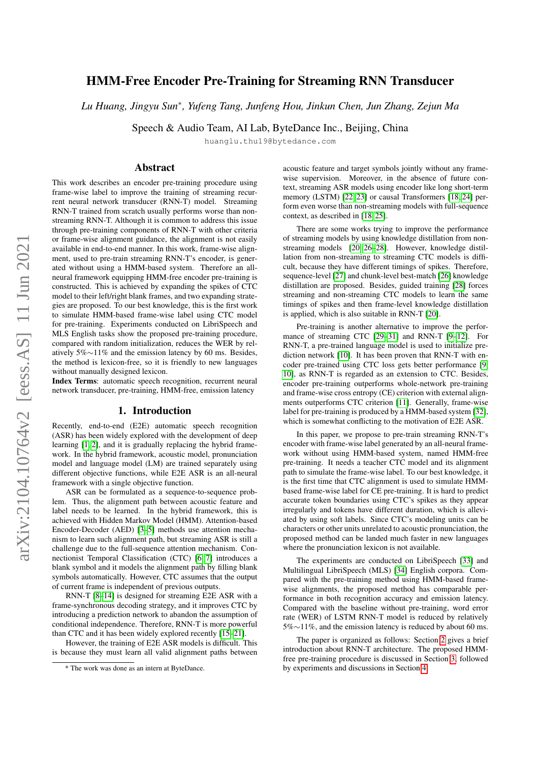# HMM-Free Encoder Pre-Training for Streaming RNN Transducer

*Lu Huang, Jingyu Sun\*, Yufeng Tang, Junfeng Hou, Jinkun Chen, Jun Zhang, Zejun Ma*

Speech & Audio Team, AI Lab, ByteDance Inc., Beijing, China

huanglu.thu19@bytedance.com

## Abstract

This work describes an encoder pre-training procedure using frame-wise label to improve the training of streaming recurrent neural network transducer (RNN-T) model. Streaming RNN-T trained from scratch usually performs worse than non-streaming RNN-T. Although it is common to address this issue through pre-training components of RNN-T with other criteria or frame-wise alignment guidance, the alignment is not easily available in end-to-end manner. In this work, frame-wise alignment, used to pre-train streaming RNN-T's encoder, is generated without using a HMM-based system. Therefore an all-neural framework equipping HMM-free encoder pre-training is constructed. This is achieved by expanding the spikes of CTC model to their left/right blank frames, and two expanding strategies are proposed. To our best knowledge, this is the first work to simulate HMM-based frame-wise label using CTC model for pre-training. Experiments conducted on LibriSpeech and MLS English tasks show the proposed pre-training procedure, compared with random initialization, reduces the WER by relatively 5%∼11% and the emission latency by 60 ms. Besides, the method is lexicon-free, so it is friendly to new languages without manually designed lexicon.

**Index Terms**: automatic speech recognition, recurrent neural network transducer, pre-training, HMM-free, emission latency

## 1. Introduction

Recently, end-to-end (E2E) automatic speech recognition (ASR) has been widely explored with the development of deep learning [1, 2], and it is gradually replacing the hybrid framework. In the hybrid framework, acoustic model, pronunciation model and language model (LM) are trained separately using different objective functions, while E2E ASR is an all-neural framework with a single objective function.

ASR can be formulated as a sequence-to-sequence problem. Thus, the alignment path between acoustic feature and label needs to be learned. In the hybrid framework, this is achieved with Hidden Markov Model (HMM). Attention-based Encoder-Decoder (AED) [3–5] methods use attention mechanism to learn such alignment path, but streaming ASR is still a challenge due to the full-sequence attention mechanism. Connectionist Temporal Classification (CTC) [6, 7] introduces a blank symbol and it models the alignment path by filling blank symbols automatically. However, CTC assumes that the output of current frame is independent of previous outputs.

RNN-T [8–14] is designed for streaming E2E ASR with a frame-synchronous decoding strategy, and it improves CTC by introducing a prediction network to abandon the assumption of conditional independence. Therefore, RNN-T is more powerful than CTC and it has been widely explored recently [15–21].

However, the training of E2E ASR models is difficult. This is because they must learn all valid alignment paths between acoustic feature and target symbols jointly without any frame-wise supervision. Moreover, in the absence of future context, streaming ASR models using encoder like long short-term memory (LSTM) [22, 23] or causal Transformers [18, 24] perform even worse than non-streaming models with full-sequence context, as described in [18, 25].

There are some works trying to improve the performance of streaming models by using knowledge distillation from non-streaming models [20, 26–28]. However, knowledge distillation from non-streaming to streaming CTC models is difficult, because they have different timings of spikes. Therefore, sequence-level [27] and chunk-level best-match [26] knowledge distillation are proposed. Besides, guided training [28] forces streaming and non-streaming CTC models to learn the same timings of spikes and then frame-level knowledge distillation is applied, which is also suitable in RNN-T [20].

Pre-training is another alternative to improve the performance of streaming CTC [29–31] and RNN-T [9–12]. For RNN-T, a pre-trained language model is used to initialize prediction network [10]. It has been proven that RNN-T with encoder pre-trained using CTC loss gets better performance [9, 10], as RNN-T is regarded as an extension to CTC. Besides, encoder pre-training outperforms whole-network pre-training and frame-wise cross entropy (CE) criterion with external alignments outperforms CTC criterion [11]. Generally, frame-wise label for pre-training is produced by a HMM-based system [32], which is somewhat conflicting to the motivation of E2E ASR.

In this paper, we propose to pre-train streaming RNN-T's encoder with frame-wise label generated by an all-neural framework without using HMM-based system, named HMM-free pre-training. It needs a teacher CTC model and its alignment path to simulate the frame-wise label. To our best knowledge, it is the first time that CTC alignment is used to simulate HMM-based frame-wise label for CE pre-training. It is hard to predict accurate token boundaries using CTC's spikes as they appear irregularly and tokens have different duration, which is alleviated by using soft labels. Since CTC's modeling units can be characters or other units unrelated to acoustic pronunciation, the proposed method can be landed much faster in new languages where the pronunciation lexicon is not available.

The experiments are conducted on LibriSpeech [33] and Multilingual LibriSpeech (MLS) [34] English corpora. Compared with the pre-training method using HMM-based frame-wise alignments, the proposed method has comparable performance in both recognition accuracy and emission latency. Compared with the baseline without pre-training, word error rate (WER) of LSTM RNN-T model is reduced by relatively 5%∼11%, and the emission latency is reduced by about 60 ms.

The paper is organized as follows: Section 2 gives a brief introduction about RNN-T architecture. The proposed HMM-free pre-training procedure is discussed in Section 3, followed by experiments and discussions in Section 4.

\* The work was done as an intern at ByteDance.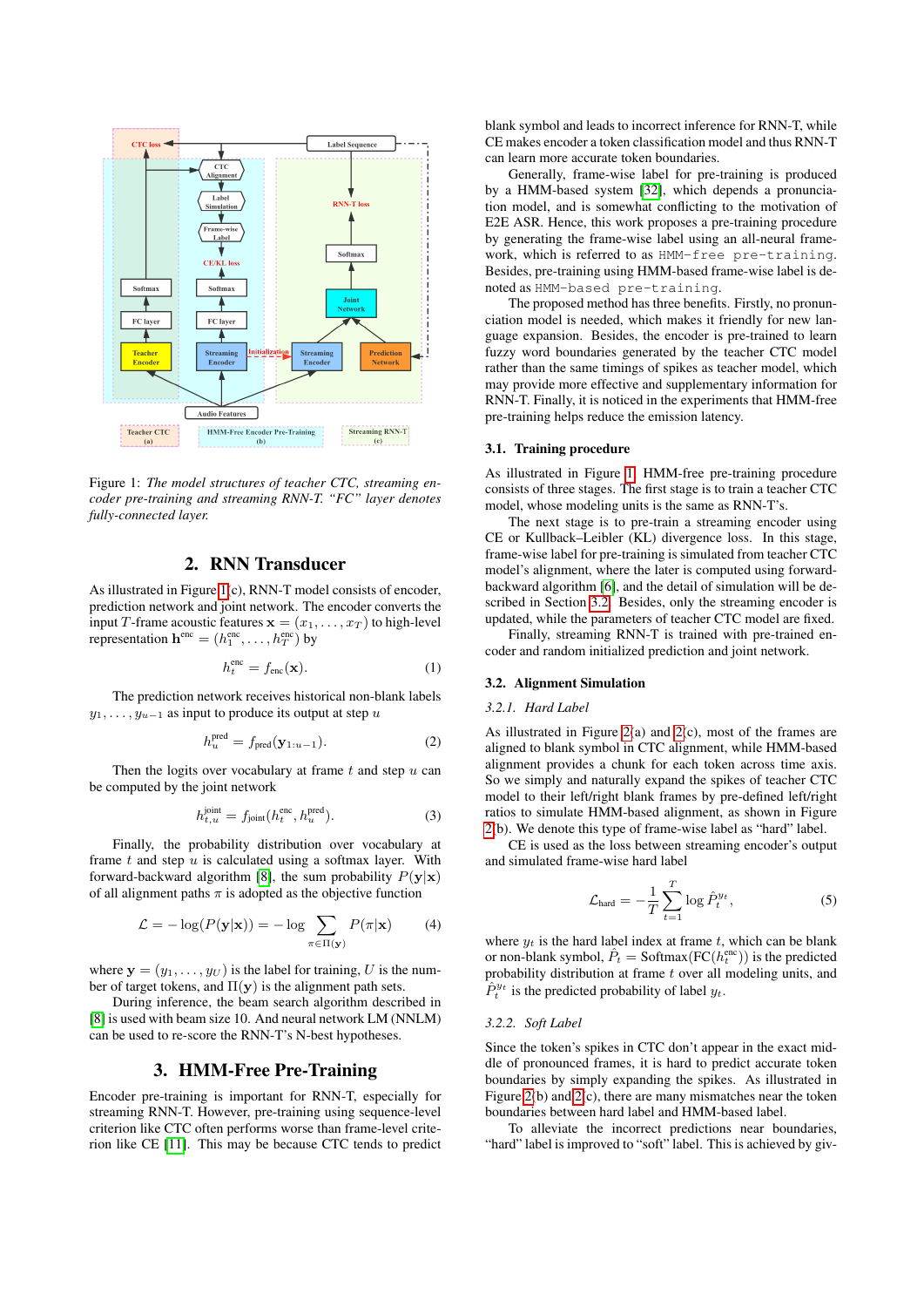Figure 1: *The model structures of teacher CTC, streaming encoder pre-training and streaming RNN-T. "FC" layer denotes fully-connected layer.*

## 2. RNN Transducer

As illustrated in Figure 1(c), RNN-T model consists of encoder, prediction network and joint network. The encoder converts the input $T$-frame acoustic features $\mathbf{x} = (x_1, \ldots, x_T)$ to high-level representation $\mathbf{h}^{\text{enc}} = (h_1^{\text{enc}}, \ldots, h_T^{\text{enc}})$ by

$$h_t^{\text{enc}} = f_{\text{enc}}(\mathbf{x}). \tag{1}$$

The prediction network receives historical non-blank labels $y_1, \ldots, y_{u-1}$ as input to produce its output at step $u$

$$h_u^{\text{pred}} = f_{\text{pred}}(\mathbf{y}_{1:u-1}). \tag{2}$$

Then the logits over vocabulary at frame $t$ and step $u$ can be computed by the joint network

$$h_{t,u}^{\text{joint}} = f_{\text{joint}}(h_t^{\text{enc}}, h_u^{\text{pred}}). \tag{3}$$

Finally, the probability distribution over vocabulary at frame $t$ and step $u$ is calculated using a softmax layer. With forward-backward algorithm [8], the sum probability $P(\mathbf{y}|\mathbf{x})$ of all alignment paths $\pi$ is adopted as the objective function

$$\mathcal{L} = -\log(P(\mathbf{y}|\mathbf{x})) = -\log \sum_{\pi \in \Pi(\mathbf{y})} P(\pi|\mathbf{x}) \tag{4}$$

where $\mathbf{y} = (y_1, \ldots, y_U)$ is the label for training, $U$ is the number of target tokens, and $\Pi(\mathbf{y})$ is the alignment path sets.

During inference, the beam search algorithm described in [8] is used with beam size 10. And neural network LM (NNLM) can be used to re-score the RNN-T's N-best hypotheses.

## 3. HMM-Free Pre-Training

Encoder pre-training is important for RNN-T, especially for streaming RNN-T. However, pre-training using sequence-level criterion like CTC often performs worse than frame-level criterion like CE [11]. This may be because CTC tends to predict blank symbol and leads to incorrect inference for RNN-T, while CE makes encoder a token classification model and thus RNN-T can learn more accurate token boundaries.

Generally, frame-wise label for pre-training is produced by a HMM-based system [32], which depends a pronunciation model, and is somewhat conflicting to the motivation of E2E ASR. Hence, this work proposes a pre-training procedure by generating the frame-wise label using an all-neural framework, which is referred to as `HMM-free pre-training`. Besides, pre-training using HMM-based frame-wise label is denoted as `HMM-based pre-training`.

The proposed method has three benefits. Firstly, no pronunciation model is needed, which makes it friendly for new language expansion. Besides, the encoder is pre-trained to learn fuzzy word boundaries generated by the teacher CTC model rather than the same timings of spikes as teacher model, which may provide more effective and supplementary information for RNN-T. Finally, it is noticed in the experiments that HMM-free pre-training helps reduce the emission latency.

### 3.1. Training procedure

As illustrated in Figure 1, HMM-free pre-training procedure consists of three stages. The first stage is to train a teacher CTC model, whose modeling units is the same as RNN-T's.

The next stage is to pre-train a streaming encoder using CE or Kullback–Leibler (KL) divergence loss. In this stage, frame-wise label for pre-training is simulated from teacher CTC model's alignment, where the later is computed using forward-backward algorithm [6], and the detail of simulation will be described in Section 3.2. Besides, only the streaming encoder is updated, while the parameters of teacher CTC model are fixed.

Finally, streaming RNN-T is trained with pre-trained encoder and random initialized prediction and joint network.

### 3.2. Alignment Simulation

#### 3.2.1. *Hard Label*

As illustrated in Figure 2(a) and 2(c), most of the frames are aligned to blank symbol in CTC alignment, while HMM-based alignment provides a chunk for each token across time axis. So we simply and naturally expand the spikes of teacher CTC model to their left/right blank frames by pre-defined left/right ratios to simulate HMM-based alignment, as shown in Figure 2(b). We denote this type of frame-wise label as "hard" label.

CE is used as the loss between streaming encoder's output and simulated frame-wise hard label

$$\mathcal{L}_{\text{hard}} = -\frac{1}{T}\sum_{t=1}^{T} \log \hat{P}_t^{y_t}, \tag{5}$$

where $y_t$ is the hard label index at frame $t$, which can be blank or non-blank symbol, $\hat{P}_t = \text{Softmax}(\text{FC}(h_t^{\text{enc}}))$ is the predicted probability distribution at frame $t$ over all modeling units, and $\hat{P}_t^{y_t}$ is the predicted probability of label $y_t$.

#### 3.2.2. *Soft Label*

Since the token's spikes in CTC don't appear in the exact middle of pronounced frames, it is hard to predict accurate token boundaries by simply expanding the spikes. As illustrated in Figure 2(b) and 2(c), there are many mismatches near the token boundaries between hard label and HMM-based label.

To alleviate the incorrect predictions near boundaries, "hard" label is improved to "soft" label. This is achieved by giv-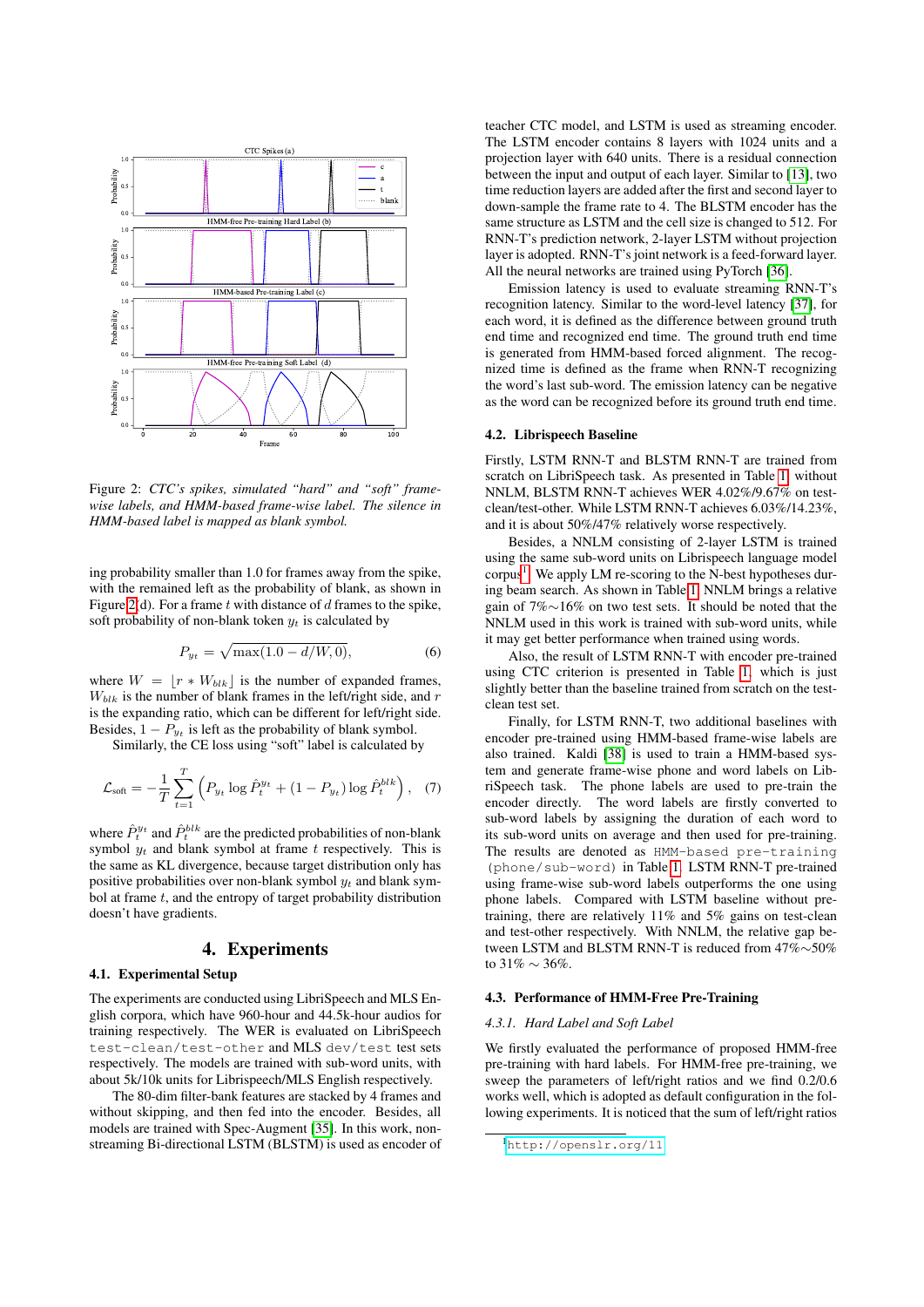Figure 2: *CTC's spikes, simulated "hard" and "soft" frame-wise labels, and HMM-based frame-wise label. The silence in HMM-based label is mapped as blank symbol.*

ing probability smaller than 1.0 for frames away from the spike, with the remained left as the probability of blank, as shown in Figure 2(d). For a frame $t$ with distance of $d$ frames to the spike, soft probability of non-blank token $y_t$ is calculated by

$$P_{y_t} = \sqrt{\max(1.0 - d/W, 0)}, \tag{6}$$

where $W = \lfloor r * W_{blk} \rfloor$ is the number of expanded frames, $W_{blk}$ is the number of blank frames in the left/right side, and $r$ is the expanding ratio, which can be different for left/right side. Besides, $1 - P_{y_t}$ is left as the probability of blank symbol.

Similarly, the CE loss using "soft" label is calculated by

$$\mathcal{L}_{\text{soft}} = -\frac{1}{T}\sum_{t=1}^{T}\left(P_{y_t}\log \hat{P}_t^{y_t} + (1 - P_{y_t})\log \hat{P}_t^{blk}\right), \tag{7}$$

where $\hat{P}_t^{y_t}$ and $\hat{P}_t^{blk}$ are the predicted probabilities of non-blank symbol $y_t$ and blank symbol at frame $t$ respectively. This is the same as KL divergence, because target distribution only has positive probabilities over non-blank symbol $y_t$ and blank symbol at frame $t$, and the entropy of target probability distribution doesn't have gradients.

# 4. Experiments

## 4.1. Experimental Setup

The experiments are conducted using LibriSpeech and MLS English corpora, which have 960-hour and 44.5k-hour audios for training respectively. The WER is evaluated on LibriSpeech `test-clean/test-other` and MLS `dev/test` test sets respectively. The models are trained with sub-word units, with about 5k/10k units for Librispeech/MLS English respectively.

The 80-dim filter-bank features are stacked by 4 frames and without skipping, and then fed into the encoder. Besides, all models are trained with Spec-Augment [35]. In this work, non-streaming Bi-directional LSTM (BLSTM) is used as encoder of teacher CTC model, and LSTM is used as streaming encoder. The LSTM encoder contains 8 layers with 1024 units and a projection layer with 640 units. There is a residual connection between the input and output of each layer. Similar to [13], two time reduction layers are added after the first and second layer to down-sample the frame rate to 4. The BLSTM encoder has the same structure as LSTM and the cell size is changed to 512. For RNN-T's prediction network, 2-layer LSTM without projection layer is adopted. RNN-T's joint network is a feed-forward layer. All the neural networks are trained using PyTorch [36].

Emission latency is used to evaluate streaming RNN-T's recognition latency. Similar to the word-level latency [37], for each word, it is defined as the difference between ground truth end time and recognized end time. The ground truth end time is generated from HMM-based forced alignment. The recognized time is defined as the frame when RNN-T recognizing the word's last sub-word. The emission latency can be negative as the word can be recognized before its ground truth end time.

## 4.2. Librispeech Baseline

Firstly, LSTM RNN-T and BLSTM RNN-T are trained from scratch on LibriSpeech task. As presented in Table 1 without NNLM, BLSTM RNN-T achieves WER 4.02%/9.67% on test-clean/test-other. While LSTM RNN-T achieves 6.03%/14.23%, and it is about 50%/47% relatively worse respectively.

Besides, a NNLM consisting of 2-layer LSTM is trained using the same sub-word units on Librispeech language model corpus[1]. We apply LM re-scoring to the N-best hypotheses during beam search. As shown in Table 1, NNLM brings a relative gain of 7%$\sim$16% on two test sets. It should be noted that the NNLM used in this work is trained with sub-word units, while it may get better performance when trained using words.

Also, the result of LSTM RNN-T with encoder pre-trained using CTC criterion is presented in Table 1, which is just slightly better than the baseline trained from scratch on the test-clean test set.

Finally, for LSTM RNN-T, two additional baselines with encoder pre-trained using HMM-based frame-wise labels are also trained. Kaldi [38] is used to train a HMM-based system and generate frame-wise phone and word labels on LibriSpeech task. The phone labels are used to pre-train the encoder directly. The word labels are firstly converted to sub-word labels by assigning the duration of each word to its sub-word units on average and then used for pre-training. The results are denoted as `HMM-based pre-training (phone/sub-word)` in Table 1. LSTM RNN-T pre-trained using frame-wise sub-word labels outperforms the one using phone labels. Compared with LSTM baseline without pre-training, there are relatively 11% and 5% gains on test-clean and test-other respectively. With NNLM, the relative gap between LSTM and BLSTM RNN-T is reduced from 47%$\sim$50% to 31% $\sim$ 36%.

## 4.3. Performance of HMM-Free Pre-Training

### 4.3.1. Hard Label and Soft Label

We firstly evaluated the performance of proposed HMM-free pre-training with hard labels. For HMM-free pre-training, we sweep the parameters of left/right ratios and we find 0.2/0.6 works well, which is adopted as default configuration in the following experiments. It is noticed that the sum of left/right ratios

[1] http://openslr.org/11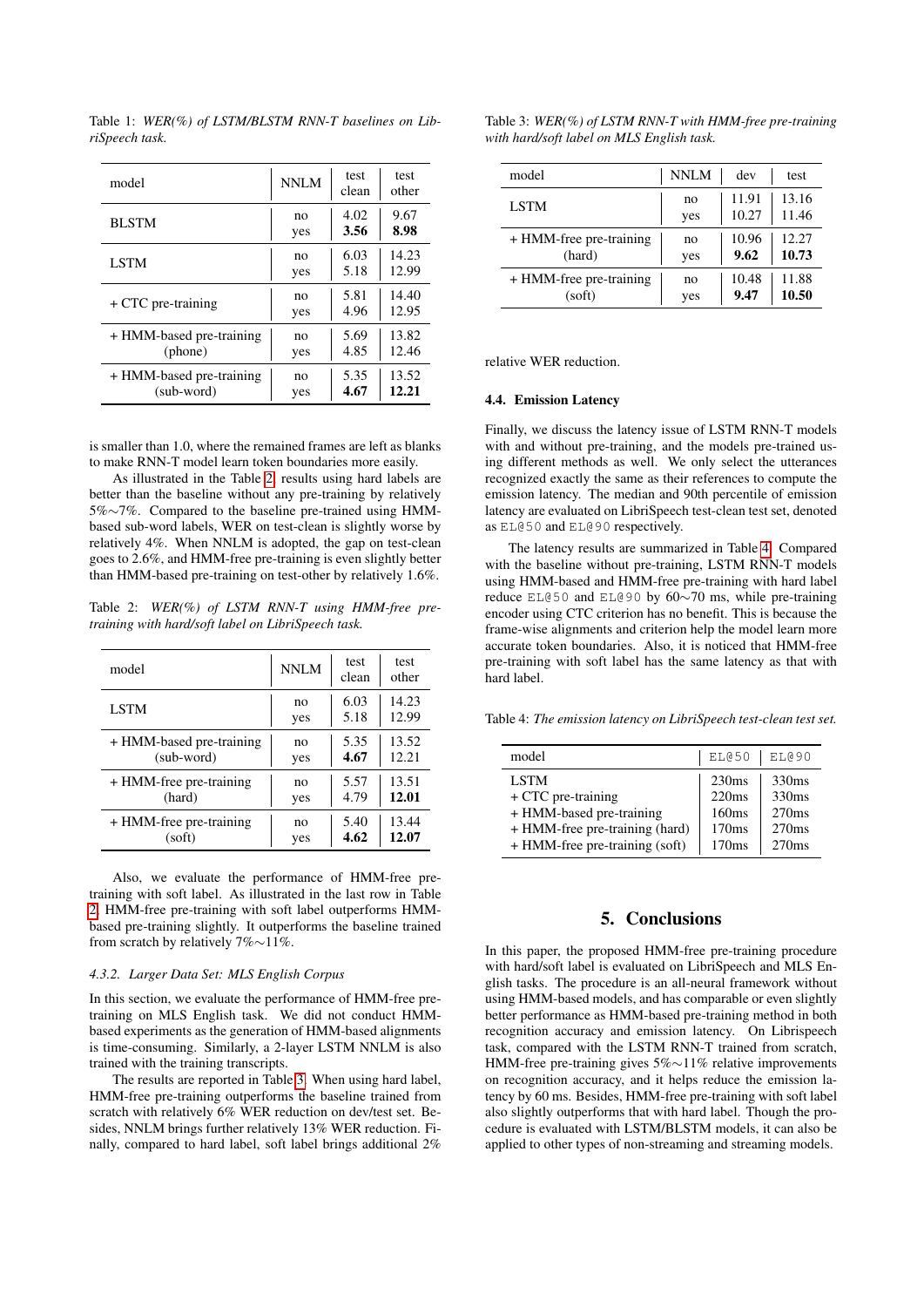Table 1: *WER(%) of LSTM/BLSTM RNN-T baselines on LibriSpeech task.*

| model | NNLM | test clean | test other |
|---|---|---|---|
| BLSTM | no | 4.02 | 9.67 |
| | yes | **3.56** | **8.98** |
| LSTM | no | 6.03 | 14.23 |
| | yes | 5.18 | 12.99 |
| + CTC pre-training | no | 5.81 | 14.40 |
| | yes | 4.96 | 12.95 |
| + HMM-based pre-training (phone) | no | 5.69 | 13.82 |
| | yes | 4.85 | 12.46 |
| + HMM-based pre-training (sub-word) | no | 5.35 | 13.52 |
| | yes | **4.67** | **12.21** |

is smaller than 1.0, where the remained frames are left as blanks to make RNN-T model learn token boundaries more easily.

As illustrated in the Table 2, results using hard labels are better than the baseline without any pre-training by relatively 5%∼7%. Compared to the baseline pre-trained using HMM-based sub-word labels, WER on test-clean is slightly worse by relatively 4%. When NNLM is adopted, the gap on test-clean goes to 2.6%, and HMM-free pre-training is even slightly better than HMM-based pre-training on test-other by relatively 1.6%.

Table 2: *WER(%) of LSTM RNN-T using HMM-free pre-training with hard/soft label on LibriSpeech task.*

| model | NNLM | test clean | test other |
|---|---|---|---|
| LSTM | no | 6.03 | 14.23 |
| | yes | 5.18 | 12.99 |
| + HMM-based pre-training (sub-word) | no | 5.35 | 13.52 |
| | yes | **4.67** | 12.21 |
| + HMM-free pre-training (hard) | no | 5.57 | 13.51 |
| | yes | 4.79 | **12.01** |
| + HMM-free pre-training (soft) | no | 5.40 | 13.44 |
| | yes | **4.62** | **12.07** |

Also, we evaluate the performance of HMM-free pre-training with soft label. As illustrated in the last row in Table 2, HMM-free pre-training with soft label outperforms HMM-based pre-training slightly. It outperforms the baseline trained from scratch by relatively 7%∼11%.

#### 4.3.2. Larger Data Set: MLS English Corpus

In this section, we evaluate the performance of HMM-free pre-training on MLS English task. We did not conduct HMM-based experiments as the generation of HMM-based alignments is time-consuming. Similarly, a 2-layer LSTM NNLM is also trained with the training transcripts.

The results are reported in Table 3. When using hard label, HMM-free pre-training outperforms the baseline trained from scratch with relatively 6% WER reduction on dev/test set. Besides, NNLM brings further relatively 13% WER reduction. Finally, compared to hard label, soft label brings additional 2% relative WER reduction.

Table 3: *WER(%) of LSTM RNN-T with HMM-free pre-training with hard/soft label on MLS English task.*

| model | NNLM | dev | test |
|---|---|---|---|
| LSTM | no | 11.91 | 13.16 |
| | yes | 10.27 | 11.46 |
| + HMM-free pre-training (hard) | no | 10.96 | 12.27 |
| | yes | **9.62** | **10.73** |
| + HMM-free pre-training (soft) | no | 10.48 | 11.88 |
| | yes | **9.47** | **10.50** |

### 4.4. Emission Latency

Finally, we discuss the latency issue of LSTM RNN-T models with and without pre-training, and the models pre-trained using different methods as well. We only select the utterances recognized exactly the same as their references to compute the emission latency. The median and 90th percentile of emission latency are evaluated on LibriSpeech test-clean test set, denoted as `EL@50` and `EL@90` respectively.

The latency results are summarized in Table 4. Compared with the baseline without pre-training, LSTM RNN-T models using HMM-based and HMM-free pre-training with hard label reduce `EL@50` and `EL@90` by 60∼70 ms, while pre-training encoder using CTC criterion has no benefit. This is because the frame-wise alignments and criterion help the model learn more accurate token boundaries. Also, it is noticed that HMM-free pre-training with soft label has the same latency as that with hard label.

Table 4: *The emission latency on LibriSpeech test-clean test set.*

| model | `EL@50` | `EL@90` |
|---|---|---|
| LSTM | 230ms | 330ms |
| + CTC pre-training | 220ms | 330ms |
| + HMM-based pre-training | 160ms | 270ms |
| + HMM-free pre-training (hard) | 170ms | 270ms |
| + HMM-free pre-training (soft) | 170ms | 270ms |

## 5. Conclusions

In this paper, the proposed HMM-free pre-training procedure with hard/soft label is evaluated on LibriSpeech and MLS English tasks. The procedure is an all-neural framework without using HMM-based models, and has comparable or even slightly better performance as HMM-based pre-training method in both recognition accuracy and emission latency. On Librispeech task, compared with the LSTM RNN-T trained from scratch, HMM-free pre-training gives 5%∼11% relative improvements on recognition accuracy, and it helps reduce the emission latency by 60 ms. Besides, HMM-free pre-training with soft label also slightly outperforms that with hard label. Though the procedure is evaluated with LSTM/BLSTM models, it can also be applied to other types of non-streaming and streaming models.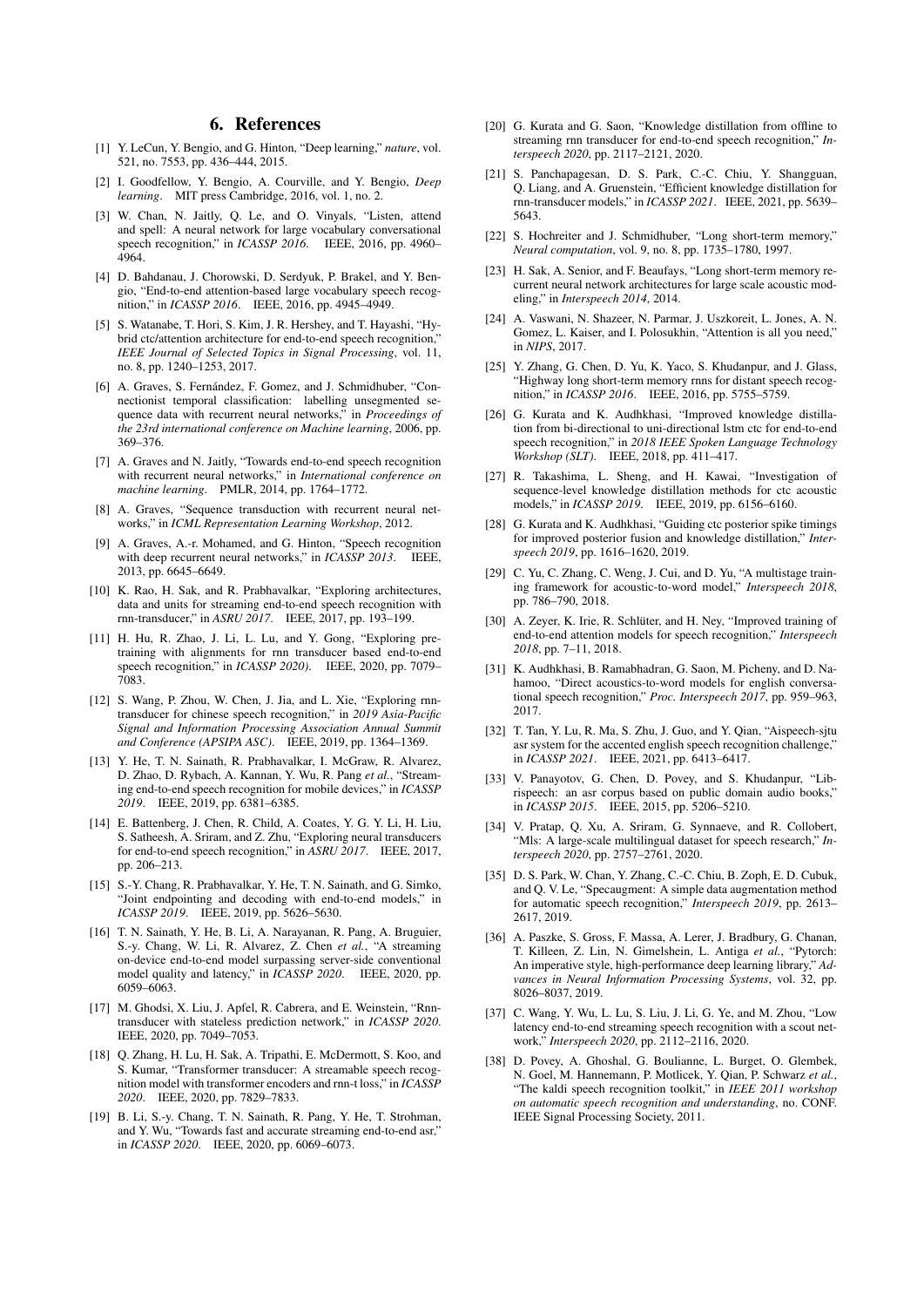## 6. References

[1] Y. LeCun, Y. Bengio, and G. Hinton, "Deep learning," *nature*, vol. 521, no. 7553, pp. 436–444, 2015.

[2] I. Goodfellow, Y. Bengio, A. Courville, and Y. Bengio, *Deep learning*. MIT press Cambridge, 2016, vol. 1, no. 2.

[3] W. Chan, N. Jaitly, Q. Le, and O. Vinyals, "Listen, attend and spell: A neural network for large vocabulary conversational speech recognition," in *ICASSP 2016*. IEEE, 2016, pp. 4960–4964.

[4] D. Bahdanau, J. Chorowski, D. Serdyuk, P. Brakel, and Y. Bengio, "End-to-end attention-based large vocabulary speech recognition," in *ICASSP 2016*. IEEE, 2016, pp. 4945–4949.

[5] S. Watanabe, T. Hori, S. Kim, J. R. Hershey, and T. Hayashi, "Hybrid ctc/attention architecture for end-to-end speech recognition," *IEEE Journal of Selected Topics in Signal Processing*, vol. 11, no. 8, pp. 1240–1253, 2017.

[6] A. Graves, S. Fernández, F. Gomez, and J. Schmidhuber, "Connectionist temporal classification: labelling unsegmented sequence data with recurrent neural networks," in *Proceedings of the 23rd international conference on Machine learning*, 2006, pp. 369–376.

[7] A. Graves and N. Jaitly, "Towards end-to-end speech recognition with recurrent neural networks," in *International conference on machine learning*. PMLR, 2014, pp. 1764–1772.

[8] A. Graves, "Sequence transduction with recurrent neural networks," in *ICML Representation Learning Workshop*, 2012.

[9] A. Graves, A.-r. Mohamed, and G. Hinton, "Speech recognition with deep recurrent neural networks," in *ICASSP 2013*. IEEE, 2013, pp. 6645–6649.

[10] K. Rao, H. Sak, and R. Prabhavalkar, "Exploring architectures, data and units for streaming end-to-end speech recognition with rnn-transducer," in *ASRU 2017*. IEEE, 2017, pp. 193–199.

[11] H. Hu, R. Zhao, J. Li, L. Lu, and Y. Gong, "Exploring pre-training with alignments for rnn transducer based end-to-end speech recognition," in *ICASSP 2020)*. IEEE, 2020, pp. 7079–7083.

[12] S. Wang, P. Zhou, W. Chen, J. Jia, and L. Xie, "Exploring rnn-transducer for chinese speech recognition," in *2019 Asia-Pacific Signal and Information Processing Association Annual Summit and Conference (APSIPA ASC)*. IEEE, 2019, pp. 1364–1369.

[13] Y. He, T. N. Sainath, R. Prabhavalkar, I. McGraw, R. Alvarez, D. Zhao, D. Rybach, A. Kannan, Y. Wu, R. Pang *et al.*, "Streaming end-to-end speech recognition for mobile devices," in *ICASSP 2019*. IEEE, 2019, pp. 6381–6385.

[14] E. Battenberg, J. Chen, R. Child, A. Coates, Y. G. Y. Li, H. Liu, S. Satheesh, A. Sriram, and Z. Zhu, "Exploring neural transducers for end-to-end speech recognition," in *ASRU 2017*. IEEE, 2017, pp. 206–213.

[15] S.-Y. Chang, R. Prabhavalkar, Y. He, T. N. Sainath, and G. Simko, "Joint endpointing and decoding with end-to-end models," in *ICASSP 2019*. IEEE, 2019, pp. 5626–5630.

[16] T. N. Sainath, Y. He, B. Li, A. Narayanan, R. Pang, A. Bruguier, S.-y. Chang, W. Li, R. Alvarez, Z. Chen *et al.*, "A streaming on-device end-to-end model surpassing server-side conventional model quality and latency," in *ICASSP 2020*. IEEE, 2020, pp. 6059–6063.

[17] M. Ghodsi, X. Liu, J. Apfel, R. Cabrera, and E. Weinstein, "Rnn-transducer with stateless prediction network," in *ICASSP 2020*. IEEE, 2020, pp. 7049–7053.

[18] Q. Zhang, H. Lu, H. Sak, A. Tripathi, E. McDermott, S. Koo, and S. Kumar, "Transformer transducer: A streamable speech recognition model with transformer encoders and rnn-t loss," in *ICASSP 2020*. IEEE, 2020, pp. 7829–7833.

[19] B. Li, S.-y. Chang, T. N. Sainath, R. Pang, Y. He, T. Strohman, and Y. Wu, "Towards fast and accurate streaming end-to-end asr," in *ICASSP 2020*. IEEE, 2020, pp. 6069–6073.

[20] G. Kurata and G. Saon, "Knowledge distillation from offline to streaming rnn transducer for end-to-end speech recognition," *Interspeech 2020*, pp. 2117–2121, 2020.

[21] S. Panchapagesan, D. S. Park, C.-C. Chiu, Y. Shangguan, Q. Liang, and A. Gruenstein, "Efficient knowledge distillation for rnn-transducer models," in *ICASSP 2021*. IEEE, 2021, pp. 5639–5643.

[22] S. Hochreiter and J. Schmidhuber, "Long short-term memory," *Neural computation*, vol. 9, no. 8, pp. 1735–1780, 1997.

[23] H. Sak, A. Senior, and F. Beaufays, "Long short-term memory recurrent neural network architectures for large scale acoustic modeling," in *Interspeech 2014*, 2014.

[24] A. Vaswani, N. Shazeer, N. Parmar, J. Uszkoreit, L. Jones, A. N. Gomez, L. Kaiser, and I. Polosukhin, "Attention is all you need," in *NIPS*, 2017.

[25] Y. Zhang, G. Chen, D. Yu, K. Yaco, S. Khudanpur, and J. Glass, "Highway long short-term memory rnns for distant speech recognition," in *ICASSP 2016*. IEEE, 2016, pp. 5755–5759.

[26] G. Kurata and K. Audhkhasi, "Improved knowledge distillation from bi-directional to uni-directional lstm ctc for end-to-end speech recognition," in *2018 IEEE Spoken Language Technology Workshop (SLT)*. IEEE, 2018, pp. 411–417.

[27] R. Takashima, L. Sheng, and H. Kawai, "Investigation of sequence-level knowledge distillation methods for ctc acoustic models," in *ICASSP 2019*. IEEE, 2019, pp. 6156–6160.

[28] G. Kurata and K. Audhkhasi, "Guiding ctc posterior spike timings for improved posterior fusion and knowledge distillation," *Interspeech 2019*, pp. 1616–1620, 2019.

[29] C. Yu, C. Zhang, C. Weng, J. Cui, and D. Yu, "A multistage training framework for acoustic-to-word model," *Interspeech 2018*, pp. 786–790, 2018.

[30] A. Zeyer, K. Irie, R. Schlüter, and H. Ney, "Improved training of end-to-end attention models for speech recognition," *Interspeech 2018*, pp. 7–11, 2018.

[31] K. Audhkhasi, B. Ramabhadran, G. Saon, M. Picheny, and D. Nahamoo, "Direct acoustics-to-word models for english conversational speech recognition," *Proc. Interspeech 2017*, pp. 959–963, 2017.

[32] T. Tan, Y. Lu, R. Ma, S. Zhu, J. Guo, and Y. Qian, "Aispeech-sjtu asr system for the accented english speech recognition challenge," in *ICASSP 2021*. IEEE, 2021, pp. 6413–6417.

[33] V. Panayotov, G. Chen, D. Povey, and S. Khudanpur, "Librispeech: an asr corpus based on public domain audio books," in *ICASSP 2015*. IEEE, 2015, pp. 5206–5210.

[34] V. Pratap, Q. Xu, A. Sriram, G. Synnaeve, and R. Collobert, "Mls: A large-scale multilingual dataset for speech research," *Interspeech 2020*, pp. 2757–2761, 2020.

[35] D. S. Park, W. Chan, Y. Zhang, C.-C. Chiu, B. Zoph, E. D. Cubuk, and Q. V. Le, "Specaugment: A simple data augmentation method for automatic speech recognition," *Interspeech 2019*, pp. 2613–2617, 2019.

[36] A. Paszke, S. Gross, F. Massa, A. Lerer, J. Bradbury, G. Chanan, T. Killeen, Z. Lin, N. Gimelshein, L. Antiga *et al.*, "Pytorch: An imperative style, high-performance deep learning library," *Advances in Neural Information Processing Systems*, vol. 32, pp. 8026–8037, 2019.

[37] C. Wang, Y. Wu, L. Lu, S. Liu, J. Li, G. Ye, and M. Zhou, "Low latency end-to-end streaming speech recognition with a scout network," *Interspeech 2020*, pp. 2112–2116, 2020.

[38] D. Povey, A. Ghoshal, G. Boulianne, L. Burget, O. Glembek, N. Goel, M. Hannemann, P. Motlicek, Y. Qian, P. Schwarz *et al.*, "The kaldi speech recognition toolkit," in *IEEE 2011 workshop on automatic speech recognition and understanding*, no. CONF. IEEE Signal Processing Society, 2011.